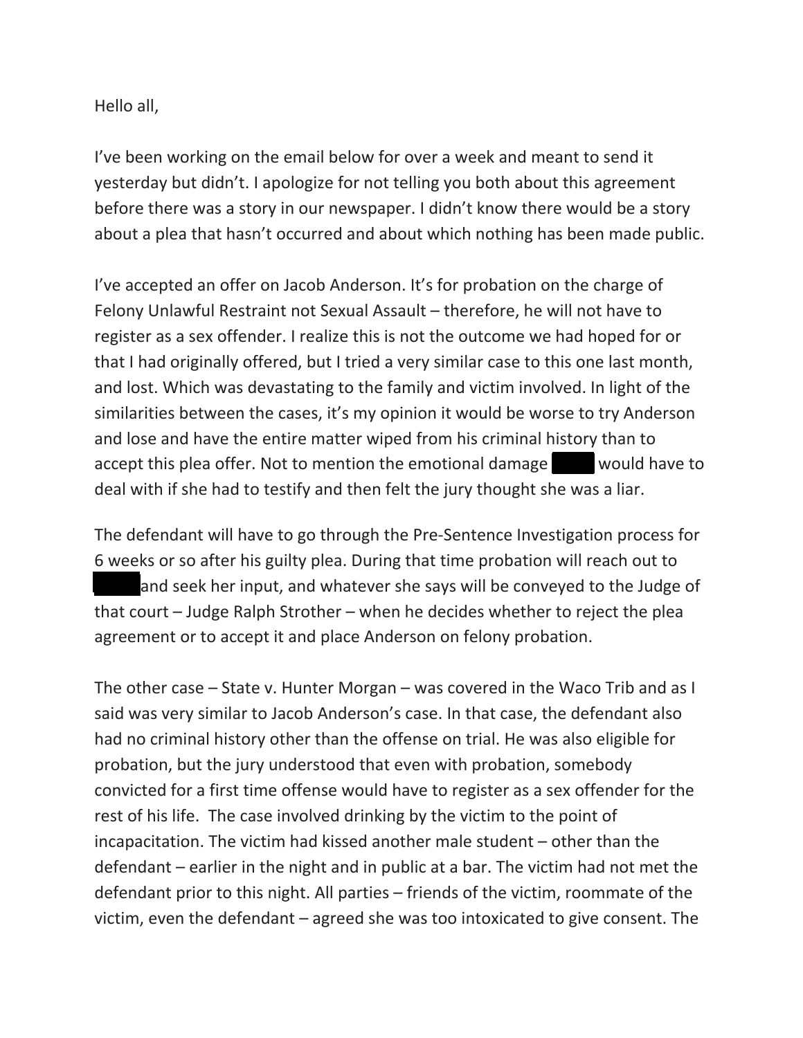Hello all,

I've been working on the email below for over a week and meant to send it yesterday but didn't. I apologize for not telling you both about this agreement before there was a story in our newspaper. I didn't know there would be a story about a plea that hasn't occurred and about which nothing has been made public.

I've accepted an offer on Jacob Anderson. It's for probation on the charge of Felony Unlawful Restraint not Sexual Assault – therefore, he will not have to register as a sex offender. I realize this is not the outcome we had hoped for or that I had originally offered, but I tried a very similar case to this one last month, and lost. Which was devastating to the family and victim involved. In light of the similarities between the cases, it's my opinion it would be worse to try Anderson and lose and have the entire matter wiped from his criminal history than to accept this plea offer. Not to mention the emotional damage [REDACTED] would have to deal with if she had to testify and then felt the jury thought she was a liar.

The defendant will have to go through the Pre-Sentence Investigation process for 6 weeks or so after his guilty plea. During that time probation will reach out to [REDACTED] and seek her input, and whatever she says will be conveyed to the Judge of that court – Judge Ralph Strother – when he decides whether to reject the plea agreement or to accept it and place Anderson on felony probation.

The other case – State v. Hunter Morgan – was covered in the Waco Trib and as I said was very similar to Jacob Anderson's case. In that case, the defendant also had no criminal history other than the offense on trial. He was also eligible for probation, but the jury understood that even with probation, somebody convicted for a first time offense would have to register as a sex offender for the rest of his life. The case involved drinking by the victim to the point of incapacitation. The victim had kissed another male student – other than the defendant – earlier in the night and in public at a bar. The victim had not met the defendant prior to this night. All parties – friends of the victim, roommate of the victim, even the defendant – agreed she was too intoxicated to give consent. The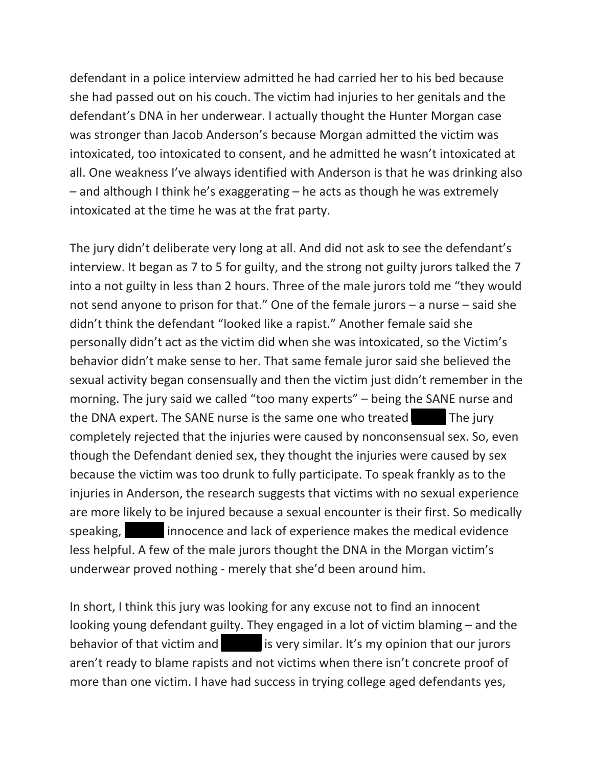defendant in a police interview admitted he had carried her to his bed because she had passed out on his couch. The victim had injuries to her genitals and the defendant's DNA in her underwear. I actually thought the Hunter Morgan case was stronger than Jacob Anderson's because Morgan admitted the victim was intoxicated, too intoxicated to consent, and he admitted he wasn't intoxicated at all. One weakness I've always identified with Anderson is that he was drinking also – and although I think he's exaggerating – he acts as though he was extremely intoxicated at the time he was at the frat party.

The jury didn't deliberate very long at all. And did not ask to see the defendant's interview. It began as 7 to 5 for guilty, and the strong not guilty jurors talked the 7 into a not guilty in less than 2 hours. Three of the male jurors told me "they would not send anyone to prison for that." One of the female jurors – a nurse – said she didn't think the defendant "looked like a rapist." Another female said she personally didn't act as the victim did when she was intoxicated, so the Victim's behavior didn't make sense to her. That same female juror said she believed the sexual activity began consensually and then the victim just didn't remember in the morning. The jury said we called "too many experts" – being the SANE nurse and the DNA expert. The SANE nurse is the same one who treated [REDACTED] The jury completely rejected that the injuries were caused by nonconsensual sex. So, even though the Defendant denied sex, they thought the injuries were caused by sex because the victim was too drunk to fully participate. To speak frankly as to the injuries in Anderson, the research suggests that victims with no sexual experience are more likely to be injured because a sexual encounter is their first. So medically speaking, [REDACTED] innocence and lack of experience makes the medical evidence less helpful. A few of the male jurors thought the DNA in the Morgan victim's underwear proved nothing - merely that she'd been around him.

In short, I think this jury was looking for any excuse not to find an innocent looking young defendant guilty. They engaged in a lot of victim blaming – and the behavior of that victim and [REDACTED] is very similar. It's my opinion that our jurors aren't ready to blame rapists and not victims when there isn't concrete proof of more than one victim. I have had success in trying college aged defendants yes,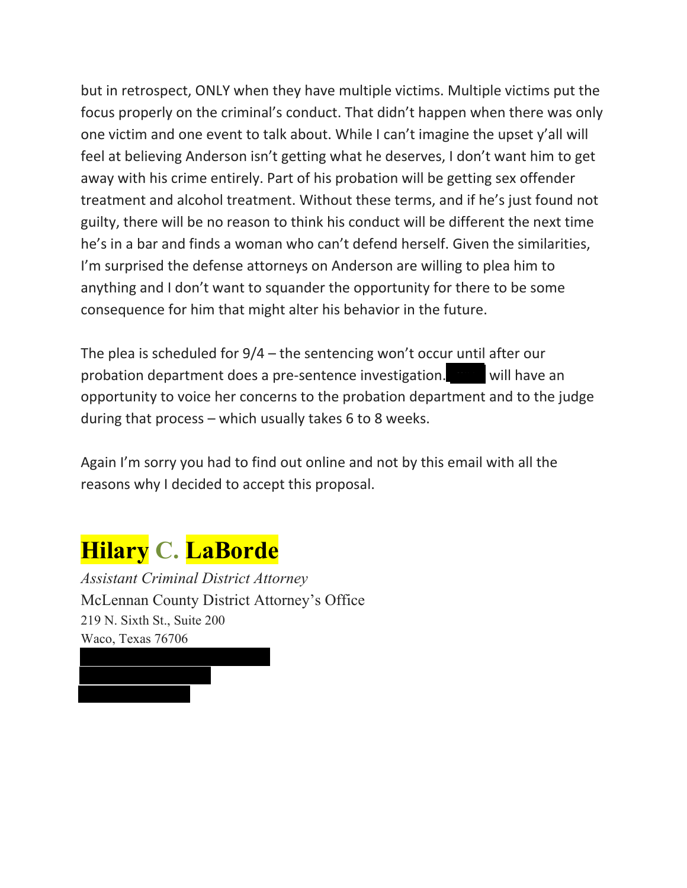but in retrospect, ONLY when they have multiple victims. Multiple victims put the focus properly on the criminal's conduct. That didn't happen when there was only one victim and one event to talk about. While I can't imagine the upset y'all will feel at believing Anderson isn't getting what he deserves, I don't want him to get away with his crime entirely. Part of his probation will be getting sex offender treatment and alcohol treatment. Without these terms, and if he's just found not guilty, there will be no reason to think his conduct will be different the next time he's in a bar and finds a woman who can't defend herself. Given the similarities, I'm surprised the defense attorneys on Anderson are willing to plea him to anything and I don't want to squander the opportunity for there to be some consequence for him that might alter his behavior in the future.

The plea is scheduled for 9/4 – the sentencing won't occur until after our probation department does a pre-sentence investigation. [REDACTED] will have an opportunity to voice her concerns to the probation department and to the judge during that process – which usually takes 6 to 8 weeks.

Again I'm sorry you had to find out online and not by this email with all the reasons why I decided to accept this proposal.

**Hilary C. LaBorde**

*Assistant Criminal District Attorney*
McLennan County District Attorney's Office
219 N. Sixth St., Suite 200
Waco, Texas 76706
[REDACTED]
[REDACTED]
[REDACTED]